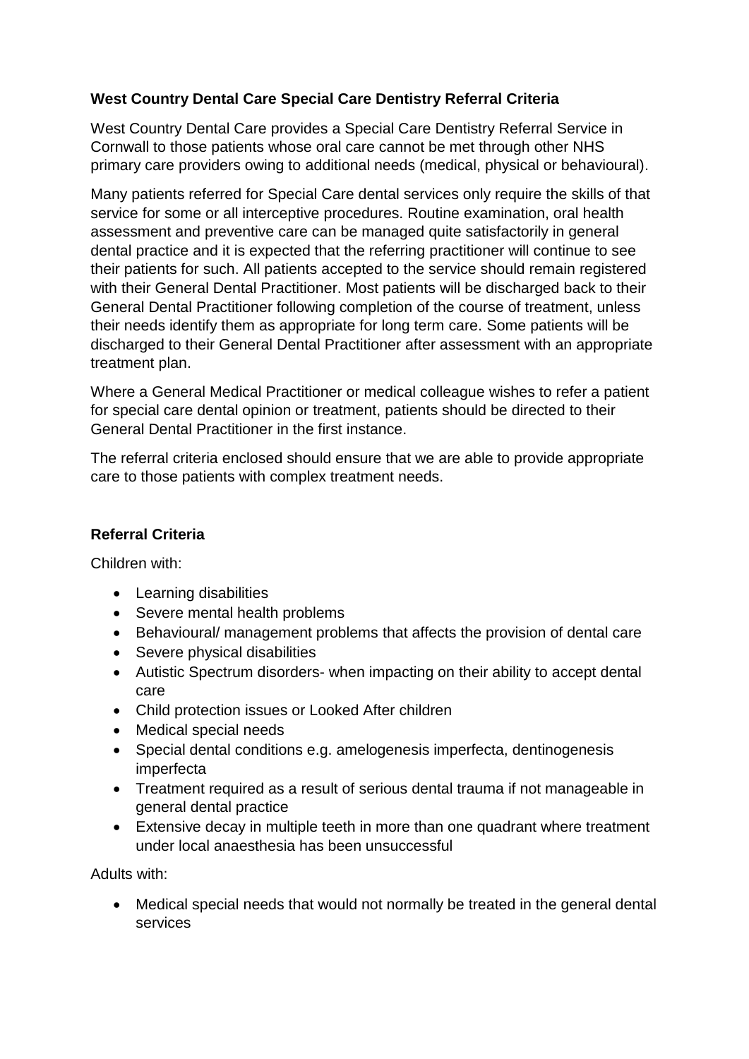**West Country Dental Care Special Care Dentistry Referral Criteria**

West Country Dental Care provides a Special Care Dentistry Referral Service in Cornwall to those patients whose oral care cannot be met through other NHS primary care providers owing to additional needs (medical, physical or behavioural).

Many patients referred for Special Care dental services only require the skills of that service for some or all interceptive procedures. Routine examination, oral health assessment and preventive care can be managed quite satisfactorily in general dental practice and it is expected that the referring practitioner will continue to see their patients for such. All patients accepted to the service should remain registered with their General Dental Practitioner. Most patients will be discharged back to their General Dental Practitioner following completion of the course of treatment, unless their needs identify them as appropriate for long term care. Some patients will be discharged to their General Dental Practitioner after assessment with an appropriate treatment plan.

Where a General Medical Practitioner or medical colleague wishes to refer a patient for special care dental opinion or treatment, patients should be directed to their General Dental Practitioner in the first instance.

The referral criteria enclosed should ensure that we are able to provide appropriate care to those patients with complex treatment needs.

**Referral Criteria**

Children with:

- Learning disabilities
- Severe mental health problems
- Behavioural/ management problems that affects the provision of dental care
- Severe physical disabilities
- Autistic Spectrum disorders- when impacting on their ability to accept dental care
- Child protection issues or Looked After children
- Medical special needs
- Special dental conditions e.g. amelogenesis imperfecta, dentinogenesis imperfecta
- Treatment required as a result of serious dental trauma if not manageable in general dental practice
- Extensive decay in multiple teeth in more than one quadrant where treatment under local anaesthesia has been unsuccessful

Adults with:

- Medical special needs that would not normally be treated in the general dental services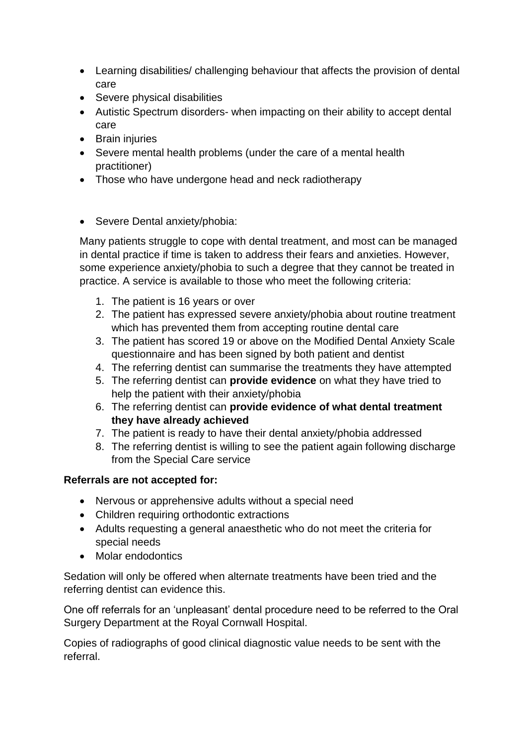- Learning disabilities/ challenging behaviour that affects the provision of dental care
- Severe physical disabilities
- Autistic Spectrum disorders- when impacting on their ability to accept dental care
- Brain injuries
- Severe mental health problems (under the care of a mental health practitioner)
- Those who have undergone head and neck radiotherapy

- Severe Dental anxiety/phobia:

  Many patients struggle to cope with dental treatment, and most can be managed in dental practice if time is taken to address their fears and anxieties. However, some experience anxiety/phobia to such a degree that they cannot be treated in practice. A service is available to those who meet the following criteria:

  1. The patient is 16 years or over
  2. The patient has expressed severe anxiety/phobia about routine treatment which has prevented them from accepting routine dental care
  3. The patient has scored 19 or above on the Modified Dental Anxiety Scale questionnaire and has been signed by both patient and dentist
  4. The referring dentist can summarise the treatments they have attempted
  5. The referring dentist can **provide evidence** on what they have tried to help the patient with their anxiety/phobia
  6. The referring dentist can **provide evidence of what dental treatment they have already achieved**
  7. The patient is ready to have their dental anxiety/phobia addressed
  8. The referring dentist is willing to see the patient again following discharge from the Special Care service

**Referrals are not accepted for:**

- Nervous or apprehensive adults without a special need
- Children requiring orthodontic extractions
- Adults requesting a general anaesthetic who do not meet the criteria for special needs
- Molar endodontics

Sedation will only be offered when alternate treatments have been tried and the referring dentist can evidence this.

One off referrals for an 'unpleasant' dental procedure need to be referred to the Oral Surgery Department at the Royal Cornwall Hospital.

Copies of radiographs of good clinical diagnostic value needs to be sent with the referral.